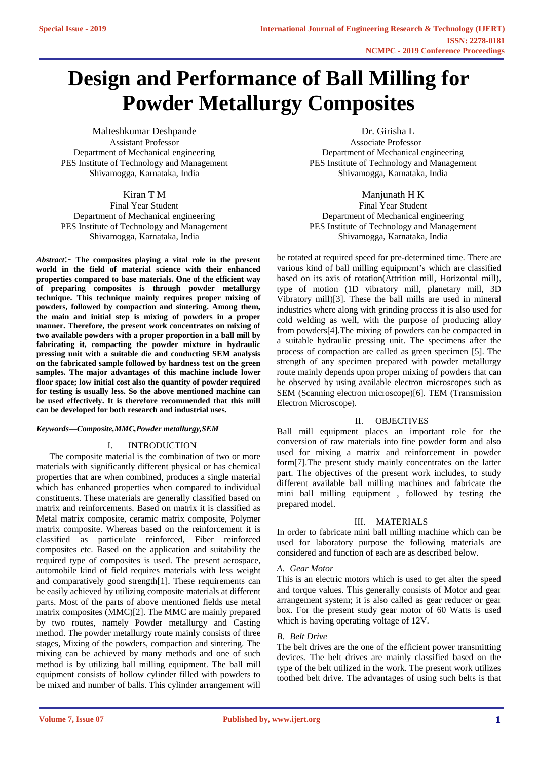# Design and Performance of Ball Milling for Powder Metallurgy Composites

Malteshkumar Deshpande
Assistant Professor
Department of Mechanical engineering
PES Institute of Technology and Management
Shivamogga, Karnataka, India

Dr. Girisha L
Associate Professor
Department of Mechanical engineering
PES Institute of Technology and Management
Shivamogga, Karnataka, India

Kiran T M
Final Year Student
Department of Mechanical engineering
PES Institute of Technology and Management
Shivamogga, Karnataka, India

Manjunath H K
Final Year Student
Department of Mechanical engineering
PES Institute of Technology and Management
Shivamogga, Karnataka, India

***Abstract*:- The composites playing a vital role in the present world in the field of material science with their enhanced properties compared to base materials. One of the efficient way of preparing composites is through powder metallurgy technique. This technique mainly requires proper mixing of powders, followed by compaction and sintering. Among them, the main and initial step is mixing of powders in a proper manner. Therefore, the present work concentrates on mixing of two available powders with a proper proportion in a ball mill by fabricating it, compacting the powder mixture in hydraulic pressing unit with a suitable die and conducting SEM analysis on the fabricated sample followed by hardness test on the green samples. The major advantages of this machine include lower floor space; low initial cost also the quantity of powder required for testing is usually less. So the above mentioned machine can be used effectively. It is therefore recommended that this mill can be developed for both research and industrial uses.**

***Keywords—Composite,MMC,Powder metallurgy,SEM***

## I. INTRODUCTION

The composite material is the combination of two or more materials with significantly different physical or has chemical properties that are when combined, produces a single material which has enhanced properties when compared to individual constituents. These materials are generally classified based on matrix and reinforcements. Based on matrix it is classified as Metal matrix composite, ceramic matrix composite, Polymer matrix composite. Whereas based on the reinforcement it is classified as particulate reinforced, Fiber reinforced composites etc. Based on the application and suitability the required type of composites is used. The present aerospace, automobile kind of field requires materials with less weight and comparatively good strength[1]. These requirements can be easily achieved by utilizing composite materials at different parts. Most of the parts of above mentioned fields use metal matrix composites (MMC)[2]. The MMC are mainly prepared by two routes, namely Powder metallurgy and Casting method. The powder metallurgy route mainly consists of three stages, Mixing of the powders, compaction and sintering. The mixing can be achieved by many methods and one of such method is by utilizing ball milling equipment. The ball mill equipment consists of hollow cylinder filled with powders to be mixed and number of balls. This cylinder arrangement will be rotated at required speed for pre-determined time. There are various kind of ball milling equipment's which are classified based on its axis of rotation(Attrition mill, Horizontal mill), type of motion (1D vibratory mill, planetary mill, 3D Vibratory mill)[3]. These the ball mills are used in mineral industries where along with grinding process it is also used for cold welding as well, with the purpose of producing alloy from powders[4].The mixing of powders can be compacted in a suitable hydraulic pressing unit. The specimens after the process of compaction are called as green specimen [5]. The strength of any specimen prepared with powder metallurgy route mainly depends upon proper mixing of powders that can be observed by using available electron microscopes such as SEM (Scanning electron microscope)[6]. TEM (Transmission Electron Microscope).

## II. OBJECTIVES

Ball mill equipment places an important role for the conversion of raw materials into fine powder form and also used for mixing a matrix and reinforcement in powder form[7].The present study mainly concentrates on the latter part. The objectives of the present work includes, to study different available ball milling machines and fabricate the mini ball milling equipment , followed by testing the prepared model.

## III. MATERIALS

In order to fabricate mini ball milling machine which can be used for laboratory purpose the following materials are considered and function of each are as described below.

### *A. Gear Motor*

This is an electric motors which is used to get alter the speed and torque values. This generally consists of Motor and gear arrangement system; it is also called as gear reducer or gear box. For the present study gear motor of 60 Watts is used which is having operating voltage of 12V.

### *B. Belt Drive*

The belt drives are the one of the efficient power transmitting devices. The belt drives are mainly classified based on the type of the belt utilized in the work. The present work utilizes toothed belt drive. The advantages of using such belts is that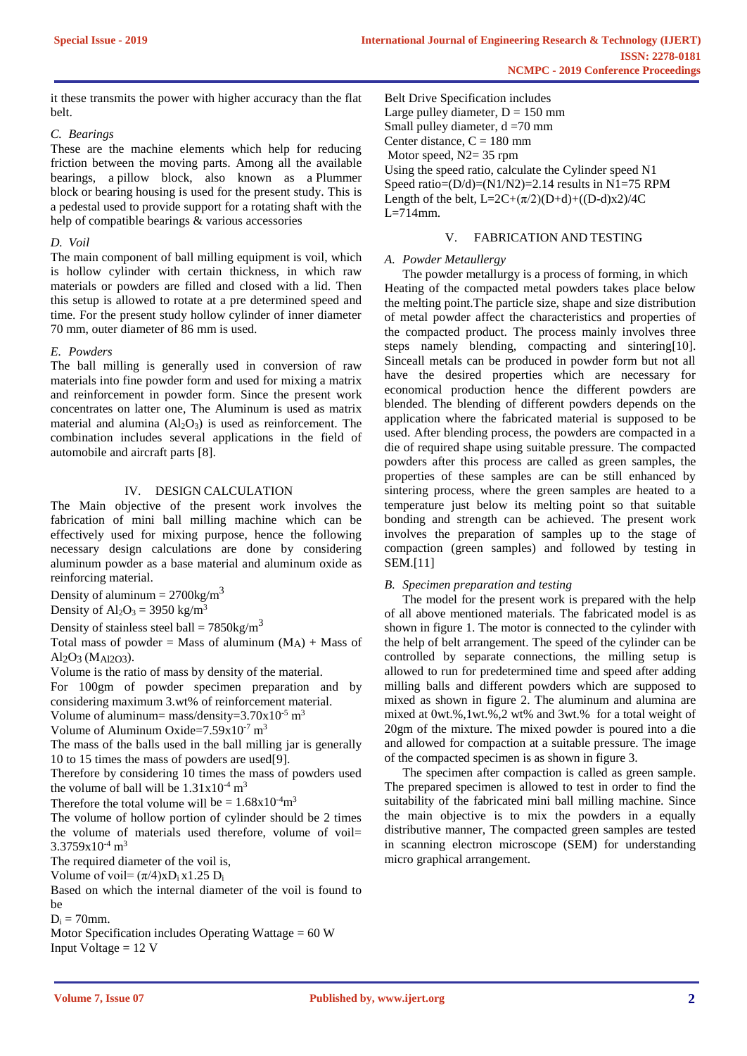it these transmits the power with higher accuracy than the flat belt.

### C. Bearings

These are the machine elements which help for reducing friction between the moving parts. Among all the available bearings, a pillow block, also known as a Plummer block or bearing housing is used for the present study. This is a pedestal used to provide support for a rotating shaft with the help of compatible bearings & various accessories

### D. Voil

The main component of ball milling equipment is voil, which is hollow cylinder with certain thickness, in which raw materials or powders are filled and closed with a lid. Then this setup is allowed to rotate at a pre determined speed and time. For the present study hollow cylinder of inner diameter 70 mm, outer diameter of 86 mm is used.

### E. Powders

The ball milling is generally used in conversion of raw materials into fine powder form and used for mixing a matrix and reinforcement in powder form. Since the present work concentrates on latter one, The Aluminum is used as matrix material and alumina ($Al_2O_3$) is used as reinforcement. The combination includes several applications in the field of automobile and aircraft parts [8].

## IV. DESIGN CALCULATION

The Main objective of the present work involves the fabrication of mini ball milling machine which can be effectively used for mixing purpose, hence the following necessary design calculations are done by considering aluminum powder as a base material and aluminum oxide as reinforcing material.

Density of aluminum = $2700 kg/m^3$

Density of $Al_2O_3$ = $3950 kg/m^3$

Density of stainless steel ball = $7850 kg/m^3$

Total mass of powder = Mass of aluminum ($M_A$) + Mass of $Al_2O_3$ ($M_{Al2O3}$).

Volume is the ratio of mass by density of the material.

For 100gm of powder specimen preparation and by considering maximum 3.wt% of reinforcement material.

Volume of aluminum= mass/density=$3.70x10^{-5}$ $m^3$

Volume of Aluminum Oxide=$7.59x10^{-7}$ $m^3$

The mass of the balls used in the ball milling jar is generally 10 to 15 times the mass of powders are used[9].

Therefore by considering 10 times the mass of powders used the volume of ball will be $1.31x10^{-4}$ $m^3$

Therefore the total volume will be = $1.68x10^{-4} m^3$

The volume of hollow portion of cylinder should be 2 times the volume of materials used therefore, volume of voil= $3.3759x10^{-4}$ $m^3$

The required diameter of the voil is,

Volume of voil= $(\pi/4)xD_i x1.25 D_i$

Based on which the internal diameter of the voil is found to be

$D_i$ = 70mm.

Motor Specification includes Operating Wattage = 60 W

Input Voltage = 12 V

Belt Drive Specification includes

Large pulley diameter, D = 150 mm

Small pulley diameter, d =70 mm

Center distance, C = 180 mm

Motor speed, N2= 35 rpm

Using the speed ratio, calculate the Cylinder speed N1

Speed ratio=(D/d)=(N1/N2)=2.14 results in N1=75 RPM

Length of the belt, $L=2C+(\pi/2)(D+d)+((D-d)x2)/4C$

L=714mm.

## V. FABRICATION AND TESTING

### A. Powder Metaullergy

The powder metallurgy is a process of forming, in which Heating of the compacted metal powders takes place below the melting point.The particle size, shape and size distribution of metal powder affect the characteristics and properties of the compacted product. The process mainly involves three steps namely blending, compacting and sintering[10]. Sinceall metals can be produced in powder form but not all have the desired properties which are necessary for economical production hence the different powders are blended. The blending of different powders depends on the application where the fabricated material is supposed to be used. After blending process, the powders are compacted in a die of required shape using suitable pressure. The compacted powders after this process are called as green samples, the properties of these samples are can be still enhanced by sintering process, where the green samples are heated to a temperature just below its melting point so that suitable bonding and strength can be achieved. The present work involves the preparation of samples up to the stage of compaction (green samples) and followed by testing in SEM.[11]

### B. Specimen preparation and testing

The model for the present work is prepared with the help of all above mentioned materials. The fabricated model is as shown in figure 1. The motor is connected to the cylinder with the help of belt arrangement. The speed of the cylinder can be controlled by separate connections, the milling setup is allowed to run for predetermined time and speed after adding milling balls and different powders which are supposed to mixed as shown in figure 2. The aluminum and alumina are mixed at 0wt.%,1wt.%,2 wt% and 3wt.% for a total weight of 20gm of the mixture. The mixed powder is poured into a die and allowed for compaction at a suitable pressure. The image of the compacted specimen is as shown in figure 3.

The specimen after compaction is called as green sample. The prepared specimen is allowed to test in order to find the suitability of the fabricated mini ball milling machine. Since the main objective is to mix the powders in a equally distributive manner, The compacted green samples are tested in scanning electron microscope (SEM) for understanding micro graphical arrangement.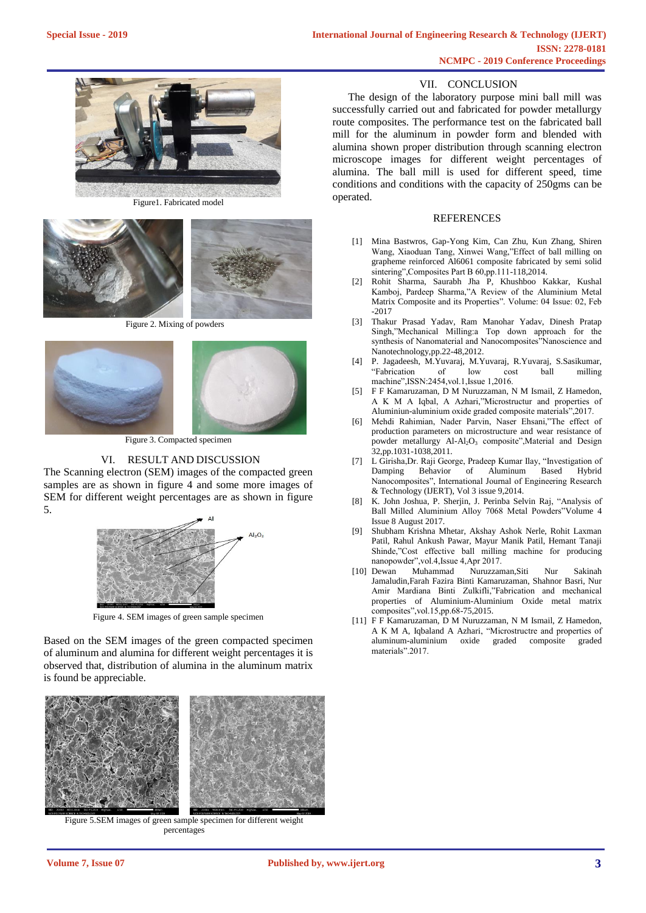Figure1. Fabricated model

Figure 2. Mixing of powders

Figure 3. Compacted specimen

## VI. RESULT AND DISCUSSION

The Scanning electron (SEM) images of the compacted green samples are as shown in figure 4 and some more images of SEM for different weight percentages are as shown in figure 5.

Al

$Al_2O_3$

Figure 4. SEM images of green sample specimen

Based on the SEM images of the green compacted specimen of aluminum and alumina for different weight percentages it is observed that, distribution of alumina in the aluminum matrix is found be appreciable.

Figure 5.SEM images of green sample specimen for different weight percentages

## VII. CONCLUSION

The design of the laboratory purpose mini ball mill was successfully carried out and fabricated for powder metallurgy route composites. The performance test on the fabricated ball mill for the aluminum in powder form and blended with alumina shown proper distribution through scanning electron microscope images for different weight percentages of alumina. The ball mill is used for different speed, time conditions and conditions with the capacity of 250gms can be operated.

## REFERENCES

[1] Mina Bastwros, Gap-Yong Kim, Can Zhu, Kun Zhang, Shiren Wang, Xiaoduan Tang, Xinwei Wang,"Effect of ball milling on grapheme reinforced Al6061 composite fabricated by semi solid sintering",Composites Part B 60,pp.111-118,2014.

[2] Rohit Sharma, Saurabh Jha P, Khushboo Kakkar, Kushal Kamboj, Pardeep Sharma,"A Review of the Aluminium Metal Matrix Composite and its Properties". Volume: 04 Issue: 02, Feb -2017

[3] Thakur Prasad Yadav, Ram Manohar Yadav, Dinesh Pratap Singh,"Mechanical Milling:a Top down approach for the synthesis of Nanomaterial and Nanocomposites"Nanoscience and Nanotechnology,pp.22-48,2012.

[4] P. Jagadeesh, M.Yuvaraj, M.Yuvaraj, R.Yuvaraj, S.Sasikumar, "Fabrication of low cost ball milling machine",ISSN:2454,vol.1,Issue 1,2016.

[5] F F Kamaruzaman, D M Nuruzzaman, N M Ismail, Z Hamedon, A K M A Iqbal, A Azhari,"Microstructur and properties of Aluminiun-aluminium oxide graded composite materials",2017.

[6] Mehdi Rahimian, Nader Parvin, Naser Ehsani,"The effect of production parameters on microstructure and wear resistance of powder metallurgy Al-$Al_2O_3$ composite",Material and Design 32,pp.1031-1038,2011.

[7] L Girisha,Dr. Raji George, Pradeep Kumar Ilay, "Investigation of Damping Behavior of Aluminum Based Hybrid Nanocomposites", International Journal of Engineering Research & Technology (IJERT), Vol 3 issue 9,2014.

[8] K. John Joshua, P. Sherjin, J. Perinba Selvin Raj, "Analysis of Ball Milled Aluminium Alloy 7068 Metal Powders"Volume 4 Issue 8 August 2017.

[9] Shubham Krishna Mhetar, Akshay Ashok Nerle, Rohit Laxman Patil, Rahul Ankush Pawar, Mayur Manik Patil, Hemant Tanaji Shinde,"Cost effective ball milling machine for producing nanopowder",vol.4,Issue 4,Apr 2017.

[10] Dewan Muhammad Nuruzzaman,Siti Nur Sakinah Jamaludin,Farah Fazira Binti Kamaruzaman, Shahnor Basri, Nur Amir Mardiana Binti Zulkifli,"Fabrication and mechanical properties of Aluminium-Aluminium Oxide metal matrix composites",vol.15,pp.68-75,2015.

[11] F F Kamaruzaman, D M Nuruzzaman, N M Ismail, Z Hamedon, A K M A, Iqbaland A Azhari, "Microstructre and properties of aluminum-aluminium oxide graded composite graded materials".2017.